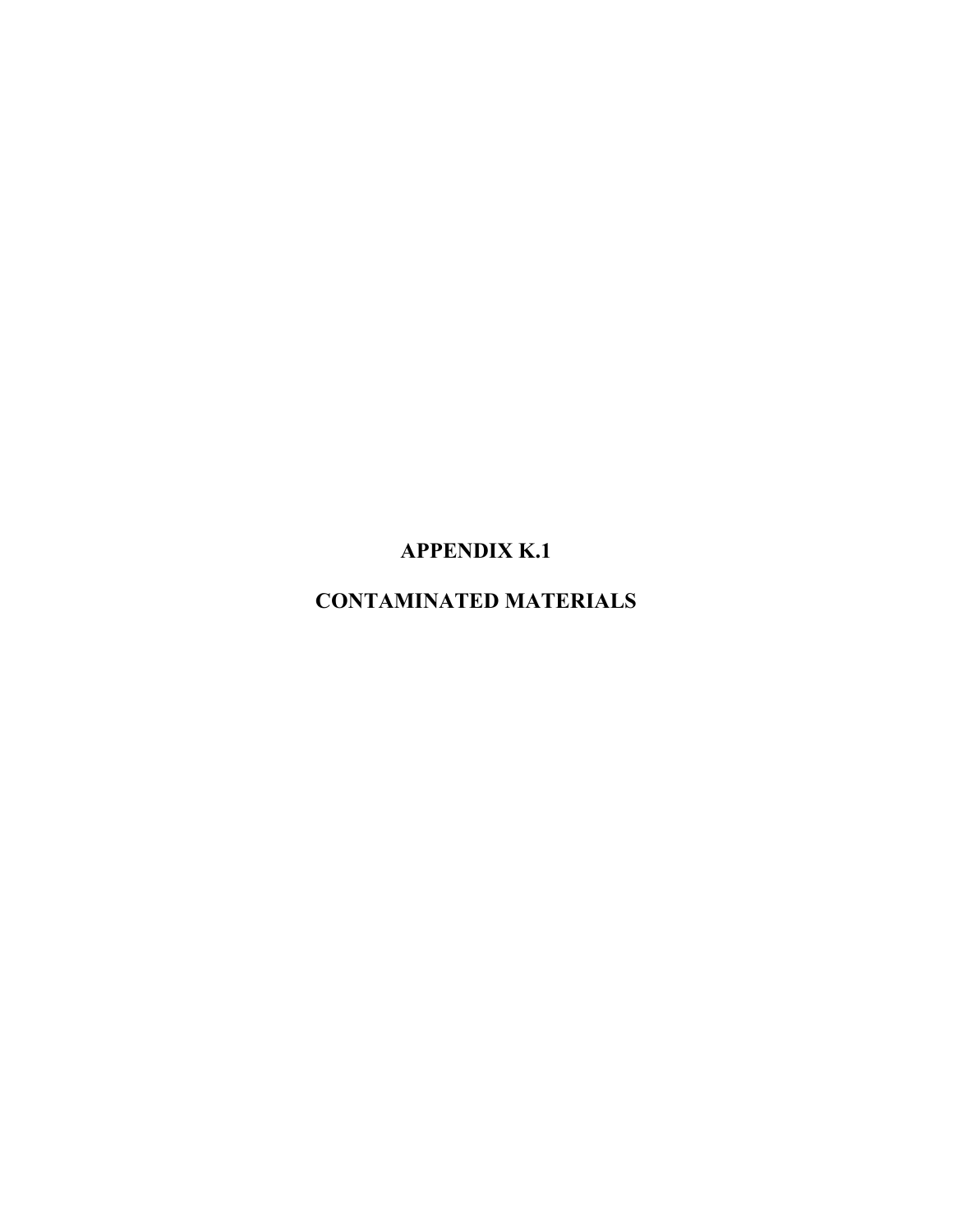# APPENDIX K.1

# CONTAMINATED MATERIALS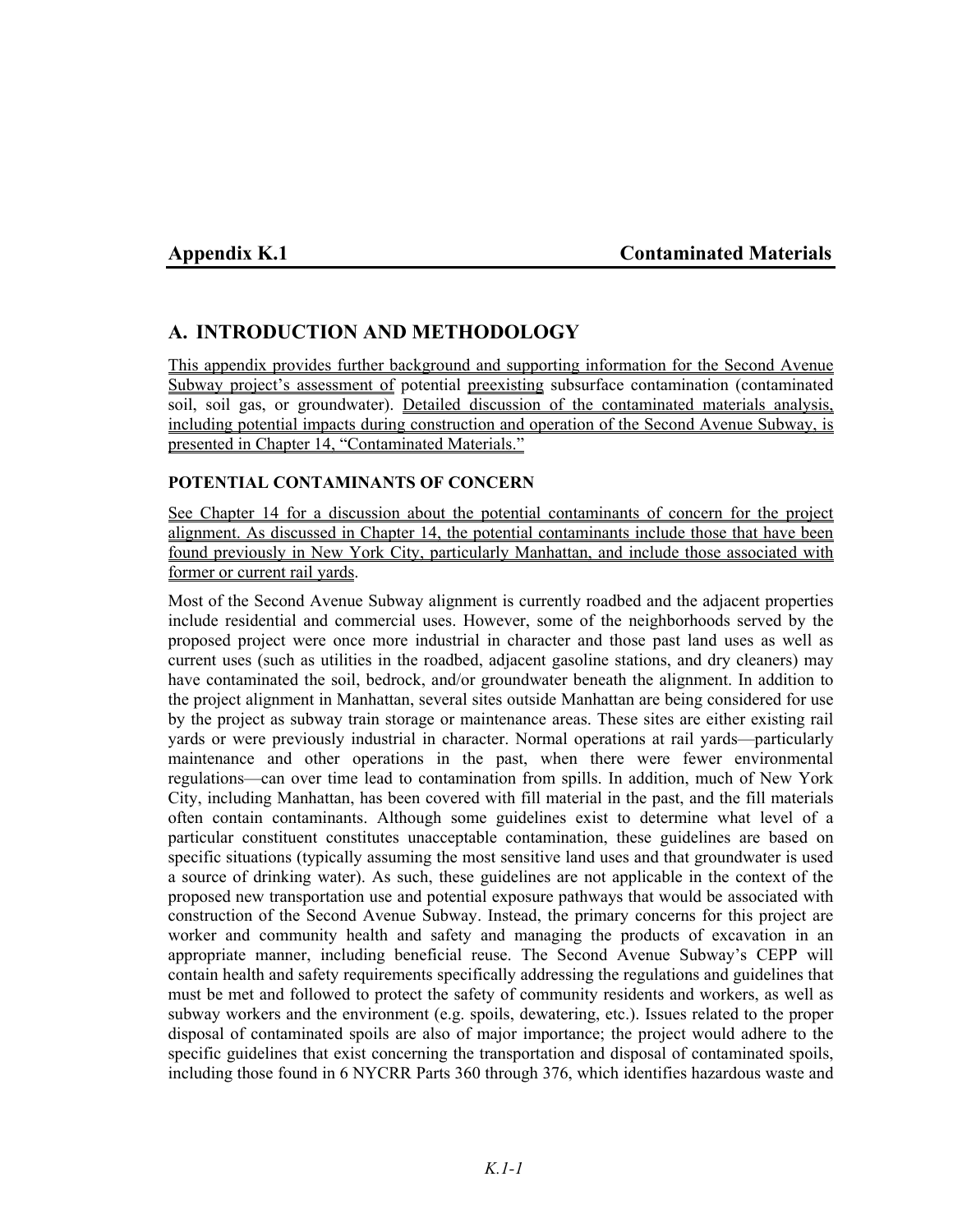Appendix K.1 Contaminated Materials

## A. INTRODUCTION AND METHODOLOGY

This appendix provides further background and supporting information for the Second Avenue Subway project's assessment of potential preexisting subsurface contamination (contaminated soil, soil gas, or groundwater). Detailed discussion of the contaminated materials analysis, including potential impacts during construction and operation of the Second Avenue Subway, is presented in Chapter 14, "Contaminated Materials."

### POTENTIAL CONTAMINANTS OF CONCERN

See Chapter 14 for a discussion about the potential contaminants of concern for the project alignment. As discussed in Chapter 14, the potential contaminants include those that have been found previously in New York City, particularly Manhattan, and include those associated with former or current rail yards.

Most of the Second Avenue Subway alignment is currently roadbed and the adjacent properties include residential and commercial uses. However, some of the neighborhoods served by the proposed project were once more industrial in character and those past land uses as well as current uses (such as utilities in the roadbed, adjacent gasoline stations, and dry cleaners) may have contaminated the soil, bedrock, and/or groundwater beneath the alignment. In addition to the project alignment in Manhattan, several sites outside Manhattan are being considered for use by the project as subway train storage or maintenance areas. These sites are either existing rail yards or were previously industrial in character. Normal operations at rail yards—particularly maintenance and other operations in the past, when there were fewer environmental regulations—can over time lead to contamination from spills. In addition, much of New York City, including Manhattan, has been covered with fill material in the past, and the fill materials often contain contaminants. Although some guidelines exist to determine what level of a particular constituent constitutes unacceptable contamination, these guidelines are based on specific situations (typically assuming the most sensitive land uses and that groundwater is used a source of drinking water). As such, these guidelines are not applicable in the context of the proposed new transportation use and potential exposure pathways that would be associated with construction of the Second Avenue Subway. Instead, the primary concerns for this project are worker and community health and safety and managing the products of excavation in an appropriate manner, including beneficial reuse. The Second Avenue Subway's CEPP will contain health and safety requirements specifically addressing the regulations and guidelines that must be met and followed to protect the safety of community residents and workers, as well as subway workers and the environment (e.g. spoils, dewatering, etc.). Issues related to the proper disposal of contaminated spoils are also of major importance; the project would adhere to the specific guidelines that exist concerning the transportation and disposal of contaminated spoils, including those found in 6 NYCRR Parts 360 through 376, which identifies hazardous waste and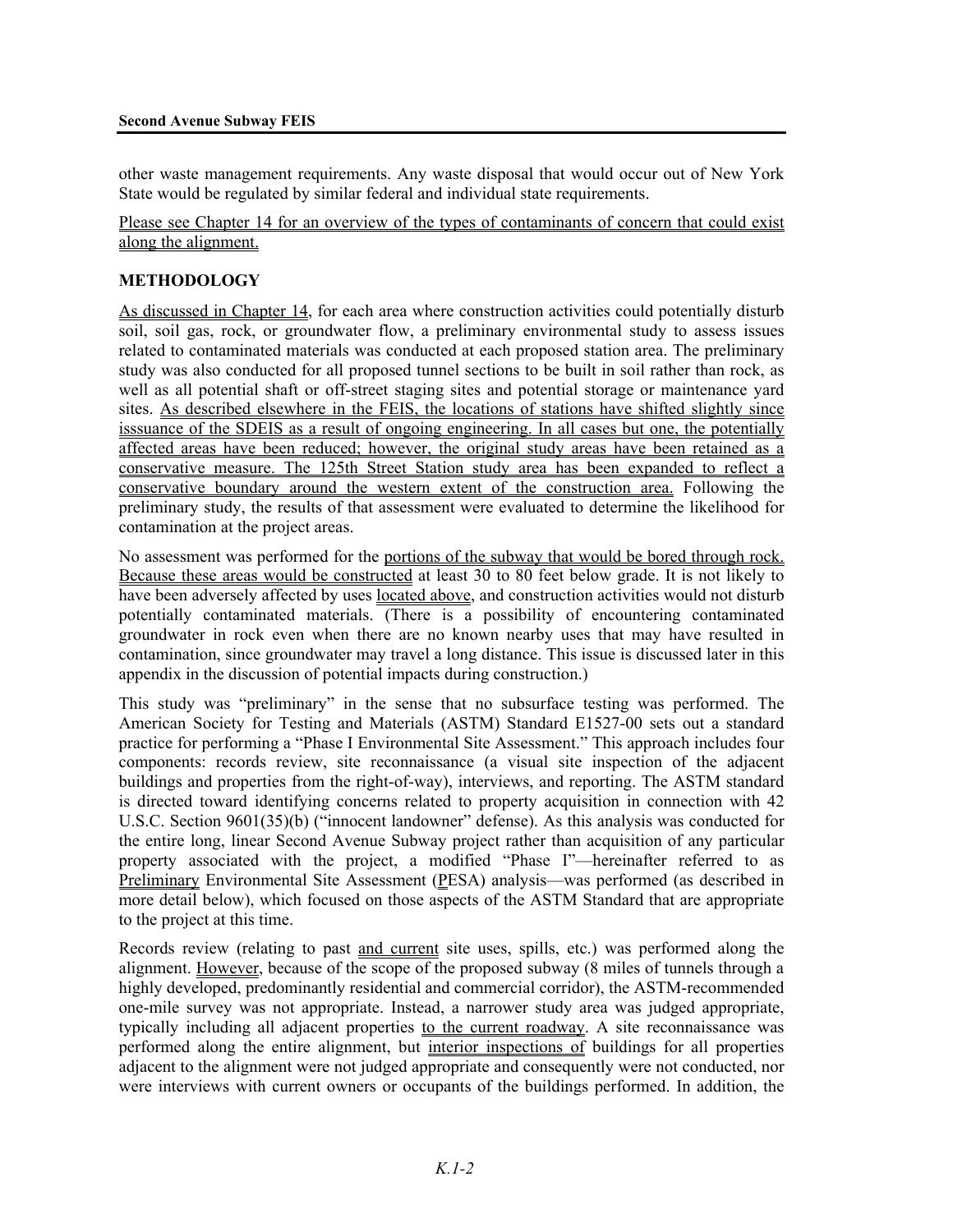other waste management requirements. Any waste disposal that would occur out of New York State would be regulated by similar federal and individual state requirements.

Please see Chapter 14 for an overview of the types of contaminants of concern that could exist along the alignment.

## METHODOLOGY

As discussed in Chapter 14, for each area where construction activities could potentially disturb soil, soil gas, rock, or groundwater flow, a preliminary environmental study to assess issues related to contaminated materials was conducted at each proposed station area. The preliminary study was also conducted for all proposed tunnel sections to be built in soil rather than rock, as well as all potential shaft or off-street staging sites and potential storage or maintenance yard sites. As described elsewhere in the FEIS, the locations of stations have shifted slightly since isssuance of the SDEIS as a result of ongoing engineering. In all cases but one, the potentially affected areas have been reduced; however, the original study areas have been retained as a conservative measure. The 125th Street Station study area has been expanded to reflect a conservative boundary around the western extent of the construction area. Following the preliminary study, the results of that assessment were evaluated to determine the likelihood for contamination at the project areas.

No assessment was performed for the portions of the subway that would be bored through rock. Because these areas would be constructed at least 30 to 80 feet below grade. It is not likely to have been adversely affected by uses located above, and construction activities would not disturb potentially contaminated materials. (There is a possibility of encountering contaminated groundwater in rock even when there are no known nearby uses that may have resulted in contamination, since groundwater may travel a long distance. This issue is discussed later in this appendix in the discussion of potential impacts during construction.)

This study was "preliminary" in the sense that no subsurface testing was performed. The American Society for Testing and Materials (ASTM) Standard E1527-00 sets out a standard practice for performing a "Phase I Environmental Site Assessment." This approach includes four components: records review, site reconnaissance (a visual site inspection of the adjacent buildings and properties from the right-of-way), interviews, and reporting. The ASTM standard is directed toward identifying concerns related to property acquisition in connection with 42 U.S.C. Section 9601(35)(b) ("innocent landowner" defense). As this analysis was conducted for the entire long, linear Second Avenue Subway project rather than acquisition of any particular property associated with the project, a modified "Phase I"—hereinafter referred to as Preliminary Environmental Site Assessment (PESA) analysis—was performed (as described in more detail below), which focused on those aspects of the ASTM Standard that are appropriate to the project at this time.

Records review (relating to past and current site uses, spills, etc.) was performed along the alignment. However, because of the scope of the proposed subway (8 miles of tunnels through a highly developed, predominantly residential and commercial corridor), the ASTM-recommended one-mile survey was not appropriate. Instead, a narrower study area was judged appropriate, typically including all adjacent properties to the current roadway. A site reconnaissance was performed along the entire alignment, but interior inspections of buildings for all properties adjacent to the alignment were not judged appropriate and consequently were not conducted, nor were interviews with current owners or occupants of the buildings performed. In addition, the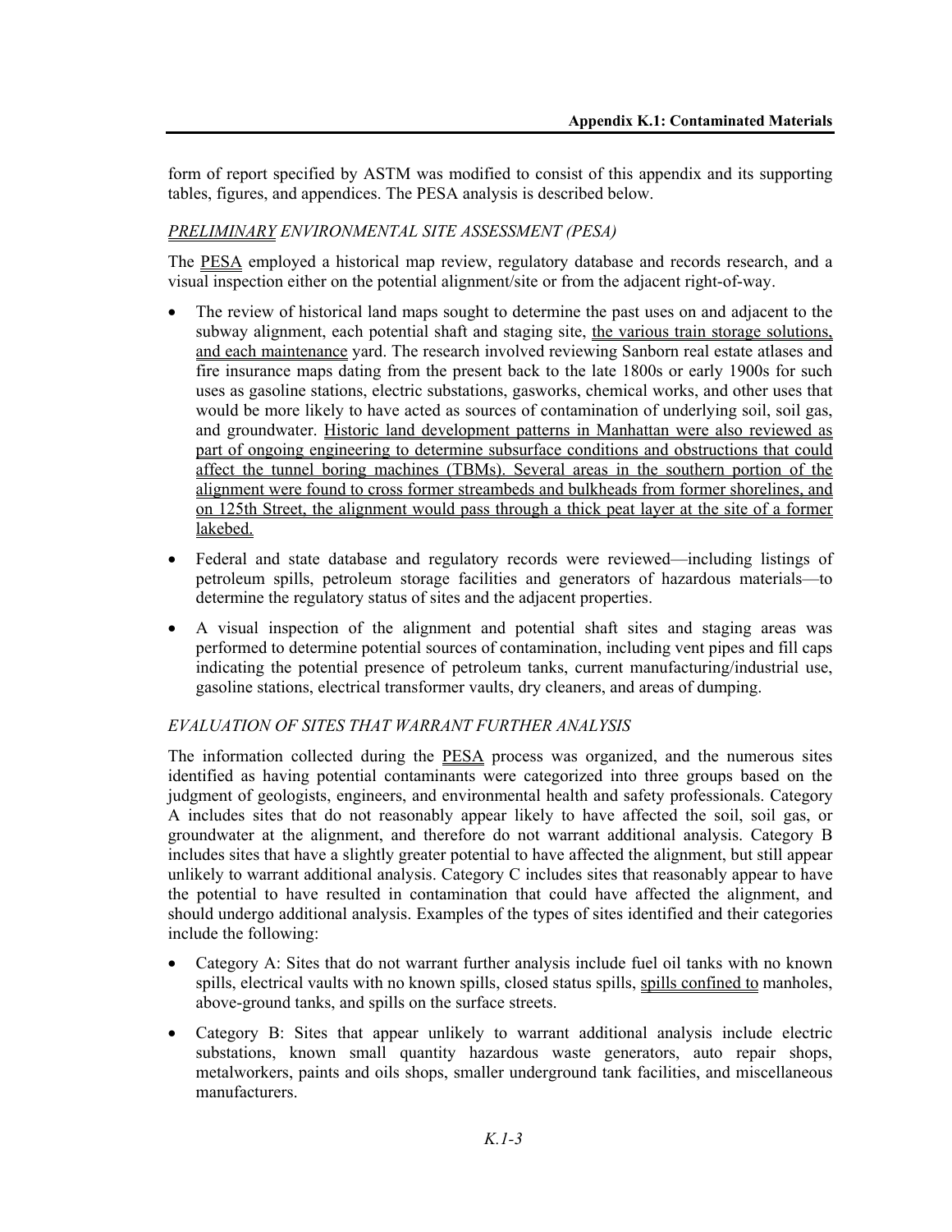form of report specified by ASTM was modified to consist of this appendix and its supporting tables, figures, and appendices. The PESA analysis is described below.

### *PRELIMINARY ENVIRONMENTAL SITE ASSESSMENT (PESA)*

The PESA employed a historical map review, regulatory database and records research, and a visual inspection either on the potential alignment/site or from the adjacent right-of-way.

- The review of historical land maps sought to determine the past uses on and adjacent to the subway alignment, each potential shaft and staging site, the various train storage solutions, and each maintenance yard. The research involved reviewing Sanborn real estate atlases and fire insurance maps dating from the present back to the late 1800s or early 1900s for such uses as gasoline stations, electric substations, gasworks, chemical works, and other uses that would be more likely to have acted as sources of contamination of underlying soil, soil gas, and groundwater. Historic land development patterns in Manhattan were also reviewed as part of ongoing engineering to determine subsurface conditions and obstructions that could affect the tunnel boring machines (TBMs). Several areas in the southern portion of the alignment were found to cross former streambeds and bulkheads from former shorelines, and on 125th Street, the alignment would pass through a thick peat layer at the site of a former lakebed.
- Federal and state database and regulatory records were reviewed—including listings of petroleum spills, petroleum storage facilities and generators of hazardous materials—to determine the regulatory status of sites and the adjacent properties.
- A visual inspection of the alignment and potential shaft sites and staging areas was performed to determine potential sources of contamination, including vent pipes and fill caps indicating the potential presence of petroleum tanks, current manufacturing/industrial use, gasoline stations, electrical transformer vaults, dry cleaners, and areas of dumping.

### *EVALUATION OF SITES THAT WARRANT FURTHER ANALYSIS*

The information collected during the PESA process was organized, and the numerous sites identified as having potential contaminants were categorized into three groups based on the judgment of geologists, engineers, and environmental health and safety professionals. Category A includes sites that do not reasonably appear likely to have affected the soil, soil gas, or groundwater at the alignment, and therefore do not warrant additional analysis. Category B includes sites that have a slightly greater potential to have affected the alignment, but still appear unlikely to warrant additional analysis. Category C includes sites that reasonably appear to have the potential to have resulted in contamination that could have affected the alignment, and should undergo additional analysis. Examples of the types of sites identified and their categories include the following:

- Category A: Sites that do not warrant further analysis include fuel oil tanks with no known spills, electrical vaults with no known spills, closed status spills, spills confined to manholes, above-ground tanks, and spills on the surface streets.
- Category B: Sites that appear unlikely to warrant additional analysis include electric substations, known small quantity hazardous waste generators, auto repair shops, metalworkers, paints and oils shops, smaller underground tank facilities, and miscellaneous manufacturers.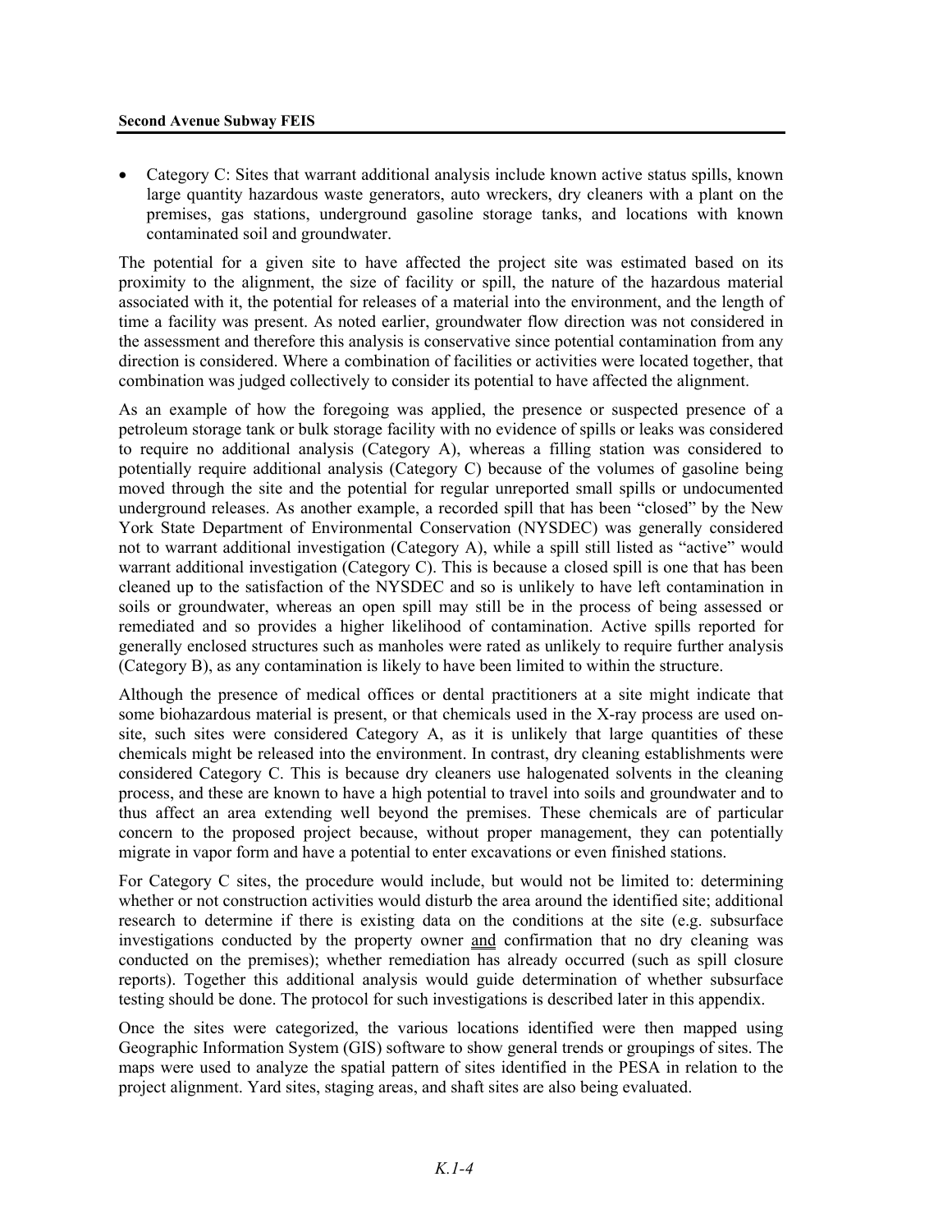- Category C: Sites that warrant additional analysis include known active status spills, known large quantity hazardous waste generators, auto wreckers, dry cleaners with a plant on the premises, gas stations, underground gasoline storage tanks, and locations with known contaminated soil and groundwater.

The potential for a given site to have affected the project site was estimated based on its proximity to the alignment, the size of facility or spill, the nature of the hazardous material associated with it, the potential for releases of a material into the environment, and the length of time a facility was present. As noted earlier, groundwater flow direction was not considered in the assessment and therefore this analysis is conservative since potential contamination from any direction is considered. Where a combination of facilities or activities were located together, that combination was judged collectively to consider its potential to have affected the alignment.

As an example of how the foregoing was applied, the presence or suspected presence of a petroleum storage tank or bulk storage facility with no evidence of spills or leaks was considered to require no additional analysis (Category A), whereas a filling station was considered to potentially require additional analysis (Category C) because of the volumes of gasoline being moved through the site and the potential for regular unreported small spills or undocumented underground releases. As another example, a recorded spill that has been "closed" by the New York State Department of Environmental Conservation (NYSDEC) was generally considered not to warrant additional investigation (Category A), while a spill still listed as "active" would warrant additional investigation (Category C). This is because a closed spill is one that has been cleaned up to the satisfaction of the NYSDEC and so is unlikely to have left contamination in soils or groundwater, whereas an open spill may still be in the process of being assessed or remediated and so provides a higher likelihood of contamination. Active spills reported for generally enclosed structures such as manholes were rated as unlikely to require further analysis (Category B), as any contamination is likely to have been limited to within the structure.

Although the presence of medical offices or dental practitioners at a site might indicate that some biohazardous material is present, or that chemicals used in the X-ray process are used on-site, such sites were considered Category A, as it is unlikely that large quantities of these chemicals might be released into the environment. In contrast, dry cleaning establishments were considered Category C. This is because dry cleaners use halogenated solvents in the cleaning process, and these are known to have a high potential to travel into soils and groundwater and to thus affect an area extending well beyond the premises. These chemicals are of particular concern to the proposed project because, without proper management, they can potentially migrate in vapor form and have a potential to enter excavations or even finished stations.

For Category C sites, the procedure would include, but would not be limited to: determining whether or not construction activities would disturb the area around the identified site; additional research to determine if there is existing data on the conditions at the site (e.g. subsurface investigations conducted by the property owner and confirmation that no dry cleaning was conducted on the premises); whether remediation has already occurred (such as spill closure reports). Together this additional analysis would guide determination of whether subsurface testing should be done. The protocol for such investigations is described later in this appendix.

Once the sites were categorized, the various locations identified were then mapped using Geographic Information System (GIS) software to show general trends or groupings of sites. The maps were used to analyze the spatial pattern of sites identified in the PESA in relation to the project alignment. Yard sites, staging areas, and shaft sites are also being evaluated.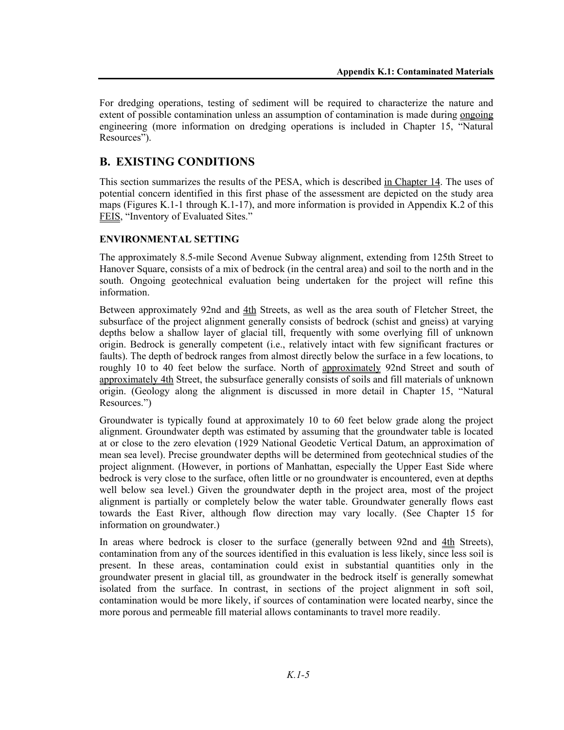For dredging operations, testing of sediment will be required to characterize the nature and extent of possible contamination unless an assumption of contamination is made during ongoing engineering (more information on dredging operations is included in Chapter 15, "Natural Resources").

## B. EXISTING CONDITIONS

This section summarizes the results of the PESA, which is described in Chapter 14. The uses of potential concern identified in this first phase of the assessment are depicted on the study area maps (Figures K.1-1 through K.1-17), and more information is provided in Appendix K.2 of this FEIS, "Inventory of Evaluated Sites."

### ENVIRONMENTAL SETTING

The approximately 8.5-mile Second Avenue Subway alignment, extending from 125th Street to Hanover Square, consists of a mix of bedrock (in the central area) and soil to the north and in the south. Ongoing geotechnical evaluation being undertaken for the project will refine this information.

Between approximately 92nd and 4th Streets, as well as the area south of Fletcher Street, the subsurface of the project alignment generally consists of bedrock (schist and gneiss) at varying depths below a shallow layer of glacial till, frequently with some overlying fill of unknown origin. Bedrock is generally competent (i.e., relatively intact with few significant fractures or faults). The depth of bedrock ranges from almost directly below the surface in a few locations, to roughly 10 to 40 feet below the surface. North of approximately 92nd Street and south of approximately 4th Street, the subsurface generally consists of soils and fill materials of unknown origin. (Geology along the alignment is discussed in more detail in Chapter 15, "Natural Resources.")

Groundwater is typically found at approximately 10 to 60 feet below grade along the project alignment. Groundwater depth was estimated by assuming that the groundwater table is located at or close to the zero elevation (1929 National Geodetic Vertical Datum, an approximation of mean sea level). Precise groundwater depths will be determined from geotechnical studies of the project alignment. (However, in portions of Manhattan, especially the Upper East Side where bedrock is very close to the surface, often little or no groundwater is encountered, even at depths well below sea level.) Given the groundwater depth in the project area, most of the project alignment is partially or completely below the water table. Groundwater generally flows east towards the East River, although flow direction may vary locally. (See Chapter 15 for information on groundwater.)

In areas where bedrock is closer to the surface (generally between 92nd and 4th Streets), contamination from any of the sources identified in this evaluation is less likely, since less soil is present. In these areas, contamination could exist in substantial quantities only in the groundwater present in glacial till, as groundwater in the bedrock itself is generally somewhat isolated from the surface. In contrast, in sections of the project alignment in soft soil, contamination would be more likely, if sources of contamination were located nearby, since the more porous and permeable fill material allows contaminants to travel more readily.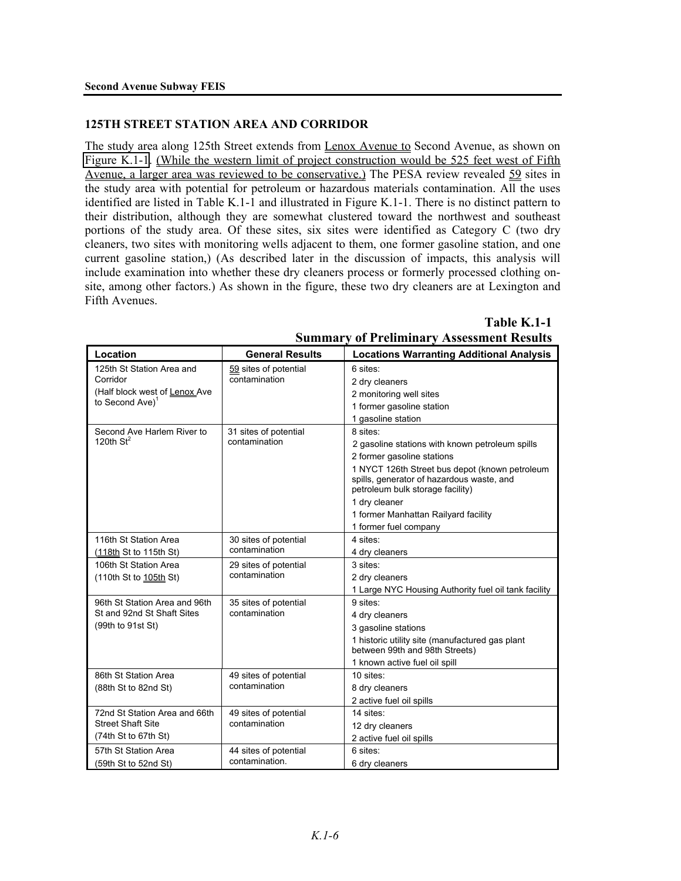### 125TH STREET STATION AREA AND CORRIDOR

The study area along 125th Street extends from Lenox Avenue to Second Avenue, as shown on Figure K.1-1. (While the western limit of project construction would be 525 feet west of Fifth Avenue, a larger area was reviewed to be conservative.) The PESA review revealed 59 sites in the study area with potential for petroleum or hazardous materials contamination. All the uses identified are listed in Table K.1-1 and illustrated in Figure K.1-1. There is no distinct pattern to their distribution, although they are somewhat clustered toward the northwest and southeast portions of the study area. Of these sites, six sites were identified as Category C (two dry cleaners, two sites with monitoring wells adjacent to them, one former gasoline station, and one current gasoline station,) (As described later in the discussion of impacts, this analysis will include examination into whether these dry cleaners process or formerly processed clothing on-site, among other factors.) As shown in the figure, these two dry cleaners are at Lexington and Fifth Avenues.

**Table K.1-1**
**Summary of Preliminary Assessment Results**

| Location | General Results | Locations Warranting Additional Analysis |
|---|---|---|
| 125th St Station Area and Corridor (Half block west of Lenox Ave to Second Ave)[1] | 59 sites of potential contamination | 6 sites:<br>2 dry cleaners<br>2 monitoring well sites<br>1 former gasoline station<br>1 gasoline station |
| Second Ave Harlem River to 120th St[2] | 31 sites of potential contamination | 8 sites:<br>2 gasoline stations with known petroleum spills<br>2 former gasoline stations<br>1 NYCT 126th Street bus depot (known petroleum spills, generator of hazardous waste, and petroleum bulk storage facility)<br>1 dry cleaner<br>1 former Manhattan Railyard facility<br>1 former fuel company |
| 116th St Station Area (118th St to 115th St) | 30 sites of potential contamination | 4 sites:<br>4 dry cleaners |
| 106th St Station Area (110th St to 105th St) | 29 sites of potential contamination | 3 sites:<br>2 dry cleaners<br>1 Large NYC Housing Authority fuel oil tank facility |
| 96th St Station Area and 96th St and 92nd St Shaft Sites (99th to 91st St) | 35 sites of potential contamination | 9 sites:<br>4 dry cleaners<br>3 gasoline stations<br>1 historic utility site (manufactured gas plant between 99th and 98th Streets)<br>1 known active fuel oil spill |
| 86th St Station Area (88th St to 82nd St) | 49 sites of potential contamination | 10 sites:<br>8 dry cleaners<br>2 active fuel oil spills |
| 72nd St Station Area and 66th Street Shaft Site (74th St to 67th St) | 49 sites of potential contamination | 14 sites:<br>12 dry cleaners<br>2 active fuel oil spills |
| 57th St Station Area (59th St to 52nd St) | 44 sites of potential contamination. | 6 sites:<br>6 dry cleaners |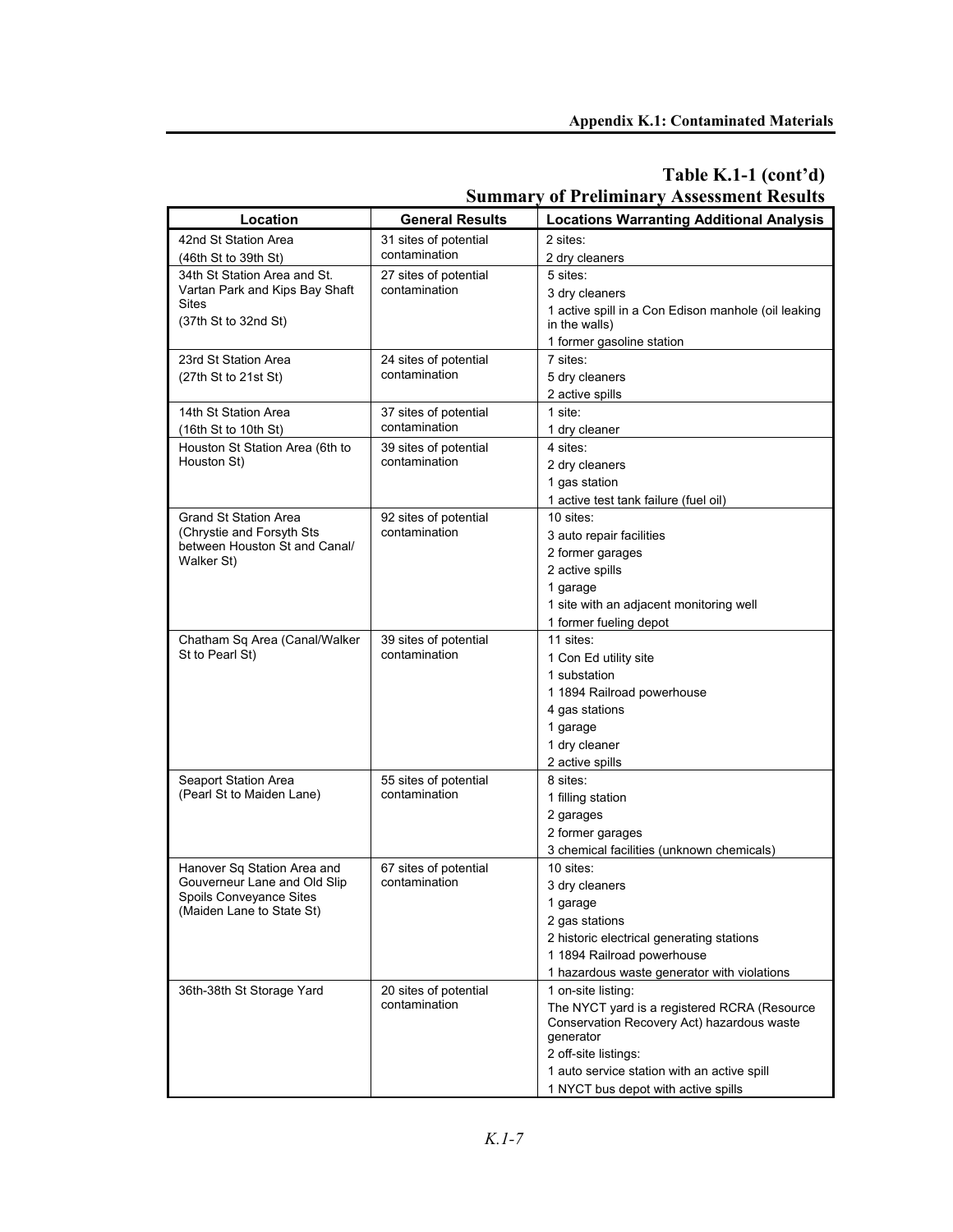**Table K.1-1 (cont'd)**
**Summary of Preliminary Assessment Results**

| Location | General Results | Locations Warranting Additional Analysis |
|---|---|---|
| 42nd St Station Area (46th St to 39th St) | 31 sites of potential contamination | 2 sites: 2 dry cleaners |
| 34th St Station Area and St. Vartan Park and Kips Bay Shaft Sites (37th St to 32nd St) | 27 sites of potential contamination | 5 sites: 3 dry cleaners 1 active spill in a Con Edison manhole (oil leaking in the walls) 1 former gasoline station |
| 23rd St Station Area (27th St to 21st St) | 24 sites of potential contamination | 7 sites: 5 dry cleaners 2 active spills |
| 14th St Station Area (16th St to 10th St) | 37 sites of potential contamination | 1 site: 1 dry cleaner |
| Houston St Station Area (6th to Houston St) | 39 sites of potential contamination | 4 sites: 2 dry cleaners 1 gas station 1 active test tank failure (fuel oil) |
| Grand St Station Area (Chrystie and Forsyth Sts between Houston St and Canal/ Walker St) | 92 sites of potential contamination | 10 sites: 3 auto repair facilities 2 former garages 2 active spills 1 garage 1 site with an adjacent monitoring well 1 former fueling depot |
| Chatham Sq Area (Canal/Walker St to Pearl St) | 39 sites of potential contamination | 11 sites: 1 Con Ed utility site 1 substation 1 1894 Railroad powerhouse 4 gas stations 1 garage 1 dry cleaner 2 active spills |
| Seaport Station Area (Pearl St to Maiden Lane) | 55 sites of potential contamination | 8 sites: 1 filling station 2 garages 2 former garages 3 chemical facilities (unknown chemicals) |
| Hanover Sq Station Area and Gouverneur Lane and Old Slip Spoils Conveyance Sites (Maiden Lane to State St) | 67 sites of potential contamination | 10 sites: 3 dry cleaners 1 garage 2 gas stations 2 historic electrical generating stations 1 1894 Railroad powerhouse 1 hazardous waste generator with violations |
| 36th-38th St Storage Yard | 20 sites of potential contamination | 1 on-site listing: The NYCT yard is a registered RCRA (Resource Conservation Recovery Act) hazardous waste generator 2 off-site listings: 1 auto service station with an active spill 1 NYCT bus depot with active spills |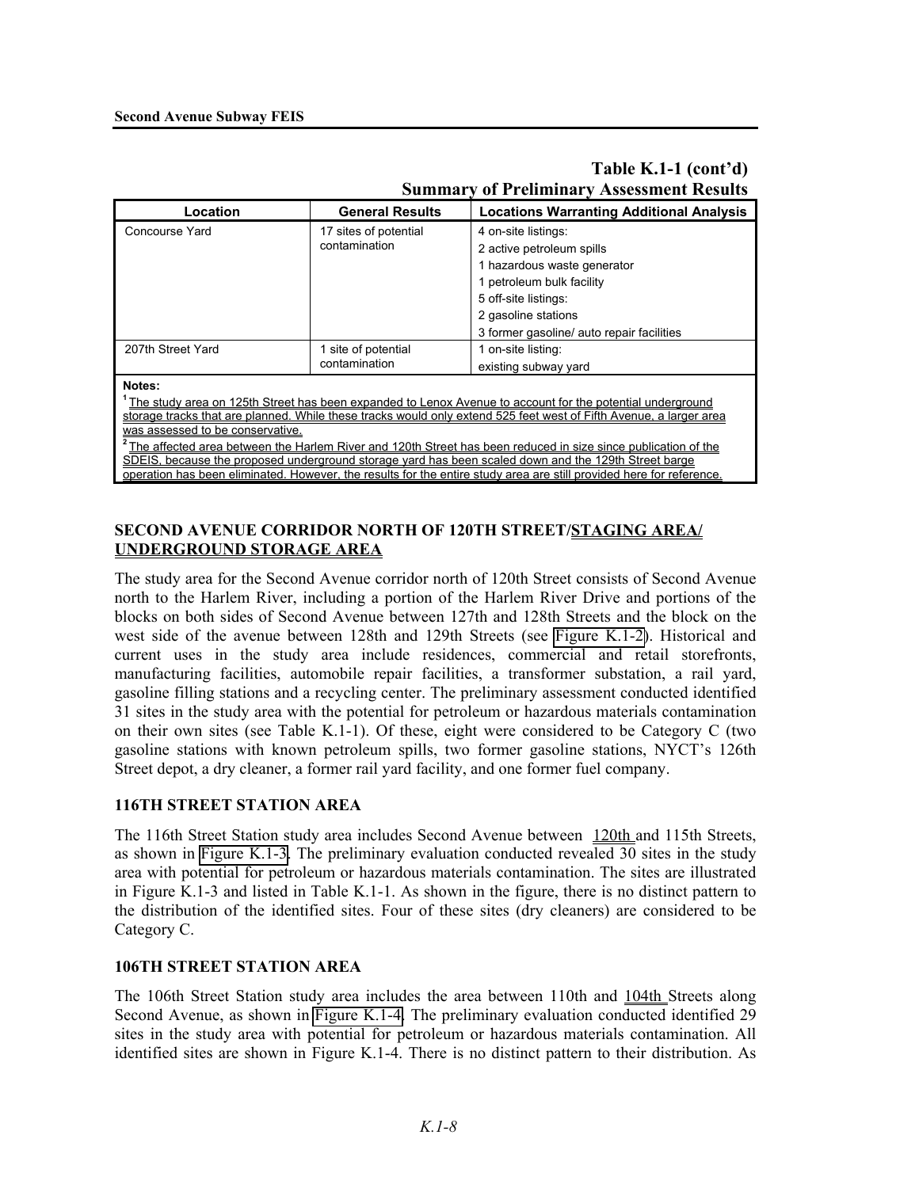**Table K.1-1 (cont'd)**
**Summary of Preliminary Assessment Results**

| Location | General Results | Locations Warranting Additional Analysis |
|---|---|---|
| Concourse Yard | 17 sites of potential contamination | 4 on-site listings:<br>2 active petroleum spills<br>1 hazardous waste generator<br>1 petroleum bulk facility<br>5 off-site listings:<br>2 gasoline stations<br>3 former gasoline/ auto repair facilities |
| 207th Street Yard | 1 site of potential contamination | 1 on-site listing:<br>existing subway yard |

**Notes:**
[1] The study area on 125th Street has been expanded to Lenox Avenue to account for the potential underground storage tracks that are planned. While these tracks would only extend 525 feet west of Fifth Avenue, a larger area was assessed to be conservative.
[2] The affected area between the Harlem River and 120th Street has been reduced in size since publication of the SDEIS, because the proposed underground storage yard has been scaled down and the 129th Street barge operation has been eliminated. However, the results for the entire study area are still provided here for reference.

## SECOND AVENUE CORRIDOR NORTH OF 120TH STREET/STAGING AREA/ UNDERGROUND STORAGE AREA

The study area for the Second Avenue corridor north of 120th Street consists of Second Avenue north to the Harlem River, including a portion of the Harlem River Drive and portions of the blocks on both sides of Second Avenue between 127th and 128th Streets and the block on the west side of the avenue between 128th and 129th Streets (see Figure K.1-2). Historical and current uses in the study area include residences, commercial and retail storefronts, manufacturing facilities, automobile repair facilities, a transformer substation, a rail yard, gasoline filling stations and a recycling center. The preliminary assessment conducted identified 31 sites in the study area with the potential for petroleum or hazardous materials contamination on their own sites (see Table K.1-1). Of these, eight were considered to be Category C (two gasoline stations with known petroleum spills, two former gasoline stations, NYCT's 126th Street depot, a dry cleaner, a former rail yard facility, and one former fuel company.

## 116TH STREET STATION AREA

The 116th Street Station study area includes Second Avenue between 120th and 115th Streets, as shown in Figure K.1-3. The preliminary evaluation conducted revealed 30 sites in the study area with potential for petroleum or hazardous materials contamination. The sites are illustrated in Figure K.1-3 and listed in Table K.1-1. As shown in the figure, there is no distinct pattern to the distribution of the identified sites. Four of these sites (dry cleaners) are considered to be Category C.

## 106TH STREET STATION AREA

The 106th Street Station study area includes the area between 110th and 104th Streets along Second Avenue, as shown in Figure K.1-4. The preliminary evaluation conducted identified 29 sites in the study area with potential for petroleum or hazardous materials contamination. All identified sites are shown in Figure K.1-4. There is no distinct pattern to their distribution. As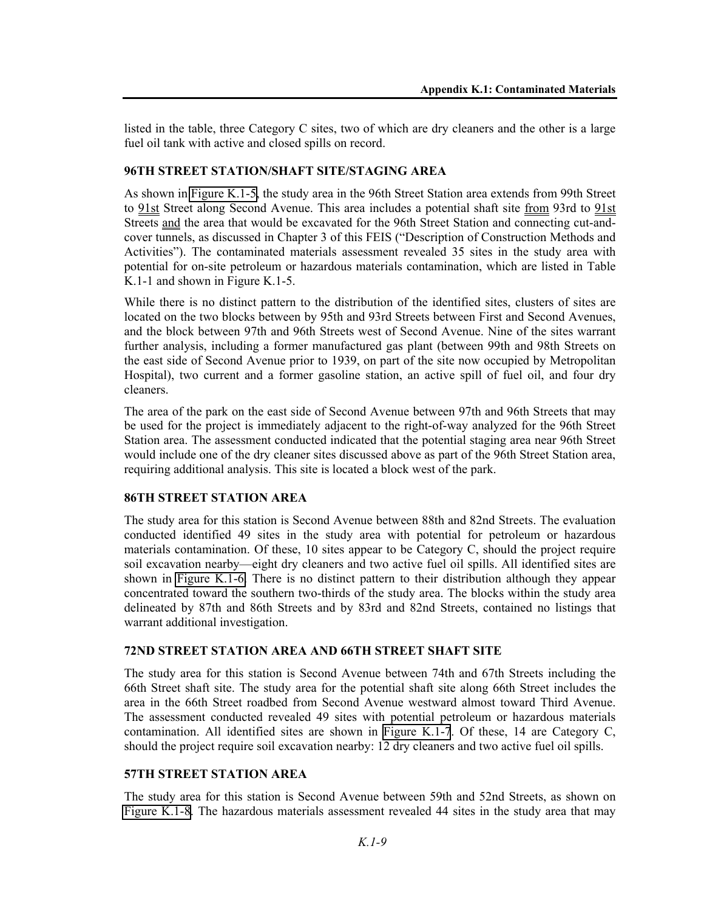listed in the table, three Category C sites, two of which are dry cleaners and the other is a large fuel oil tank with active and closed spills on record.

### 96TH STREET STATION/SHAFT SITE/STAGING AREA

As shown in Figure K.1-5, the study area in the 96th Street Station area extends from 99th Street to 91st Street along Second Avenue. This area includes a potential shaft site from 93rd to 91st Streets and the area that would be excavated for the 96th Street Station and connecting cut-and-cover tunnels, as discussed in Chapter 3 of this FEIS ("Description of Construction Methods and Activities"). The contaminated materials assessment revealed 35 sites in the study area with potential for on-site petroleum or hazardous materials contamination, which are listed in Table K.1-1 and shown in Figure K.1-5.

While there is no distinct pattern to the distribution of the identified sites, clusters of sites are located on the two blocks between by 95th and 93rd Streets between First and Second Avenues, and the block between 97th and 96th Streets west of Second Avenue. Nine of the sites warrant further analysis, including a former manufactured gas plant (between 99th and 98th Streets on the east side of Second Avenue prior to 1939, on part of the site now occupied by Metropolitan Hospital), two current and a former gasoline station, an active spill of fuel oil, and four dry cleaners.

The area of the park on the east side of Second Avenue between 97th and 96th Streets that may be used for the project is immediately adjacent to the right-of-way analyzed for the 96th Street Station area. The assessment conducted indicated that the potential staging area near 96th Street would include one of the dry cleaner sites discussed above as part of the 96th Street Station area, requiring additional analysis. This site is located a block west of the park.

### 86TH STREET STATION AREA

The study area for this station is Second Avenue between 88th and 82nd Streets. The evaluation conducted identified 49 sites in the study area with potential for petroleum or hazardous materials contamination. Of these, 10 sites appear to be Category C, should the project require soil excavation nearby—eight dry cleaners and two active fuel oil spills. All identified sites are shown in Figure K.1-6. There is no distinct pattern to their distribution although they appear concentrated toward the southern two-thirds of the study area. The blocks within the study area delineated by 87th and 86th Streets and by 83rd and 82nd Streets, contained no listings that warrant additional investigation.

### 72ND STREET STATION AREA AND 66TH STREET SHAFT SITE

The study area for this station is Second Avenue between 74th and 67th Streets including the 66th Street shaft site. The study area for the potential shaft site along 66th Street includes the area in the 66th Street roadbed from Second Avenue westward almost toward Third Avenue. The assessment conducted revealed 49 sites with potential petroleum or hazardous materials contamination. All identified sites are shown in Figure K.1-7. Of these, 14 are Category C, should the project require soil excavation nearby: 12 dry cleaners and two active fuel oil spills.

### 57TH STREET STATION AREA

The study area for this station is Second Avenue between 59th and 52nd Streets, as shown on Figure K.1-8. The hazardous materials assessment revealed 44 sites in the study area that may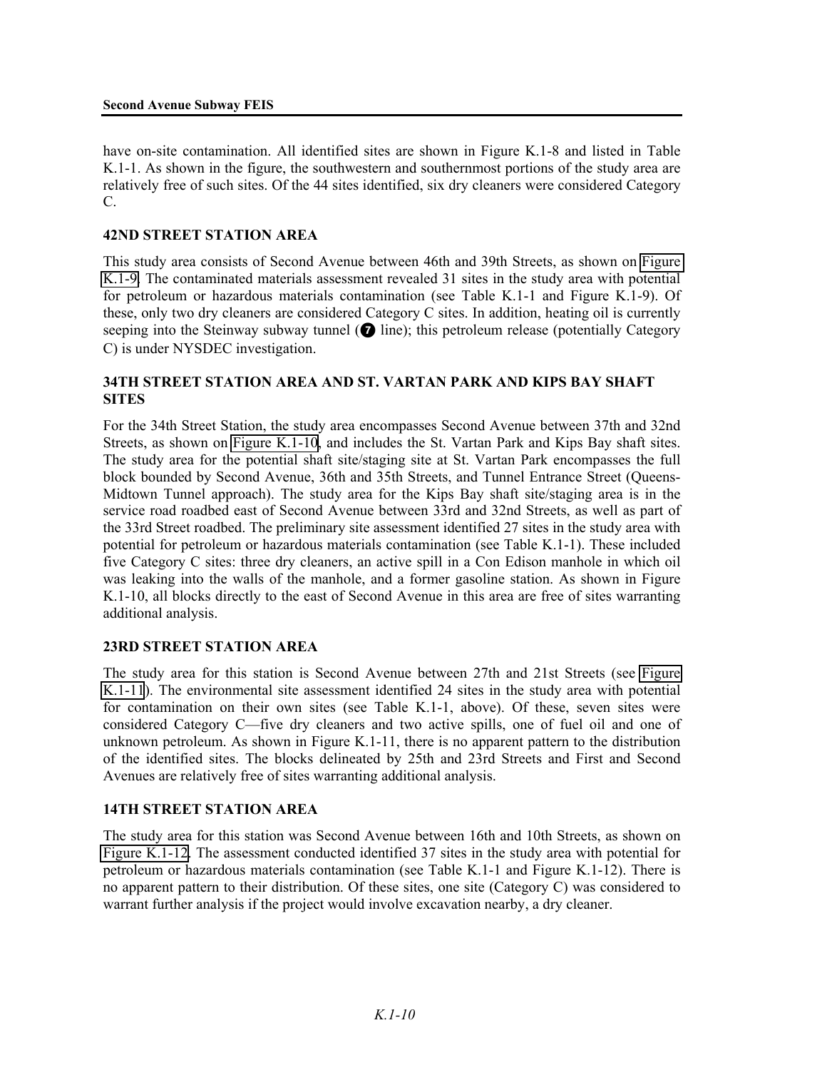have on-site contamination. All identified sites are shown in Figure K.1-8 and listed in Table K.1-1. As shown in the figure, the southwestern and southernmost portions of the study area are relatively free of such sites. Of the 44 sites identified, six dry cleaners were considered Category C.

### 42ND STREET STATION AREA

This study area consists of Second Avenue between 46th and 39th Streets, as shown on Figure K.1-9. The contaminated materials assessment revealed 31 sites in the study area with potential for petroleum or hazardous materials contamination (see Table K.1-1 and Figure K.1-9). Of these, only two dry cleaners are considered Category C sites. In addition, heating oil is currently seeping into the Steinway subway tunnel (7 line); this petroleum release (potentially Category C) is under NYSDEC investigation.

### 34TH STREET STATION AREA AND ST. VARTAN PARK AND KIPS BAY SHAFT SITES

For the 34th Street Station, the study area encompasses Second Avenue between 37th and 32nd Streets, as shown on Figure K.1-10, and includes the St. Vartan Park and Kips Bay shaft sites. The study area for the potential shaft site/staging site at St. Vartan Park encompasses the full block bounded by Second Avenue, 36th and 35th Streets, and Tunnel Entrance Street (Queens-Midtown Tunnel approach). The study area for the Kips Bay shaft site/staging area is in the service road roadbed east of Second Avenue between 33rd and 32nd Streets, as well as part of the 33rd Street roadbed. The preliminary site assessment identified 27 sites in the study area with potential for petroleum or hazardous materials contamination (see Table K.1-1). These included five Category C sites: three dry cleaners, an active spill in a Con Edison manhole in which oil was leaking into the walls of the manhole, and a former gasoline station. As shown in Figure K.1-10, all blocks directly to the east of Second Avenue in this area are free of sites warranting additional analysis.

### 23RD STREET STATION AREA

The study area for this station is Second Avenue between 27th and 21st Streets (see Figure K.1-11). The environmental site assessment identified 24 sites in the study area with potential for contamination on their own sites (see Table K.1-1, above). Of these, seven sites were considered Category C—five dry cleaners and two active spills, one of fuel oil and one of unknown petroleum. As shown in Figure K.1-11, there is no apparent pattern to the distribution of the identified sites. The blocks delineated by 25th and 23rd Streets and First and Second Avenues are relatively free of sites warranting additional analysis.

### 14TH STREET STATION AREA

The study area for this station was Second Avenue between 16th and 10th Streets, as shown on Figure K.1-12. The assessment conducted identified 37 sites in the study area with potential for petroleum or hazardous materials contamination (see Table K.1-1 and Figure K.1-12). There is no apparent pattern to their distribution. Of these sites, one site (Category C) was considered to warrant further analysis if the project would involve excavation nearby, a dry cleaner.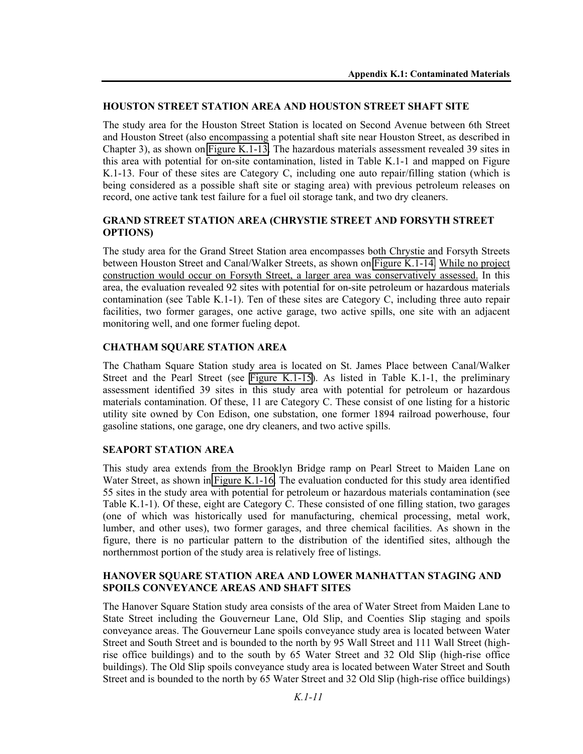### HOUSTON STREET STATION AREA AND HOUSTON STREET SHAFT SITE

The study area for the Houston Street Station is located on Second Avenue between 6th Street and Houston Street (also encompassing a potential shaft site near Houston Street, as described in Chapter 3), as shown on Figure K.1-13. The hazardous materials assessment revealed 39 sites in this area with potential for on-site contamination, listed in Table K.1-1 and mapped on Figure K.1-13. Four of these sites are Category C, including one auto repair/filling station (which is being considered as a possible shaft site or staging area) with previous petroleum releases on record, one active tank test failure for a fuel oil storage tank, and two dry cleaners.

### GRAND STREET STATION AREA (CHRYSTIE STREET AND FORSYTH STREET OPTIONS)

The study area for the Grand Street Station area encompasses both Chrystie and Forsyth Streets between Houston Street and Canal/Walker Streets, as shown on Figure K.1-14. While no project construction would occur on Forsyth Street, a larger area was conservatively assessed. In this area, the evaluation revealed 92 sites with potential for on-site petroleum or hazardous materials contamination (see Table K.1-1). Ten of these sites are Category C, including three auto repair facilities, two former garages, one active garage, two active spills, one site with an adjacent monitoring well, and one former fueling depot.

### CHATHAM SQUARE STATION AREA

The Chatham Square Station study area is located on St. James Place between Canal/Walker Street and the Pearl Street (see Figure K.1-15). As listed in Table K.1-1, the preliminary assessment identified 39 sites in this study area with potential for petroleum or hazardous materials contamination. Of these, 11 are Category C. These consist of one listing for a historic utility site owned by Con Edison, one substation, one former 1894 railroad powerhouse, four gasoline stations, one garage, one dry cleaners, and two active spills.

### SEAPORT STATION AREA

This study area extends from the Brooklyn Bridge ramp on Pearl Street to Maiden Lane on Water Street, as shown in Figure K.1-16. The evaluation conducted for this study area identified 55 sites in the study area with potential for petroleum or hazardous materials contamination (see Table K.1-1). Of these, eight are Category C. These consisted of one filling station, two garages (one of which was historically used for manufacturing, chemical processing, metal work, lumber, and other uses), two former garages, and three chemical facilities. As shown in the figure, there is no particular pattern to the distribution of the identified sites, although the northernmost portion of the study area is relatively free of listings.

### HANOVER SQUARE STATION AREA AND LOWER MANHATTAN STAGING AND SPOILS CONVEYANCE AREAS AND SHAFT SITES

The Hanover Square Station study area consists of the area of Water Street from Maiden Lane to State Street including the Gouverneur Lane, Old Slip, and Coenties Slip staging and spoils conveyance areas. The Gouverneur Lane spoils conveyance study area is located between Water Street and South Street and is bounded to the north by 95 Wall Street and 111 Wall Street (high-rise office buildings) and to the south by 65 Water Street and 32 Old Slip (high-rise office buildings). The Old Slip spoils conveyance study area is located between Water Street and South Street and is bounded to the north by 65 Water Street and 32 Old Slip (high-rise office buildings)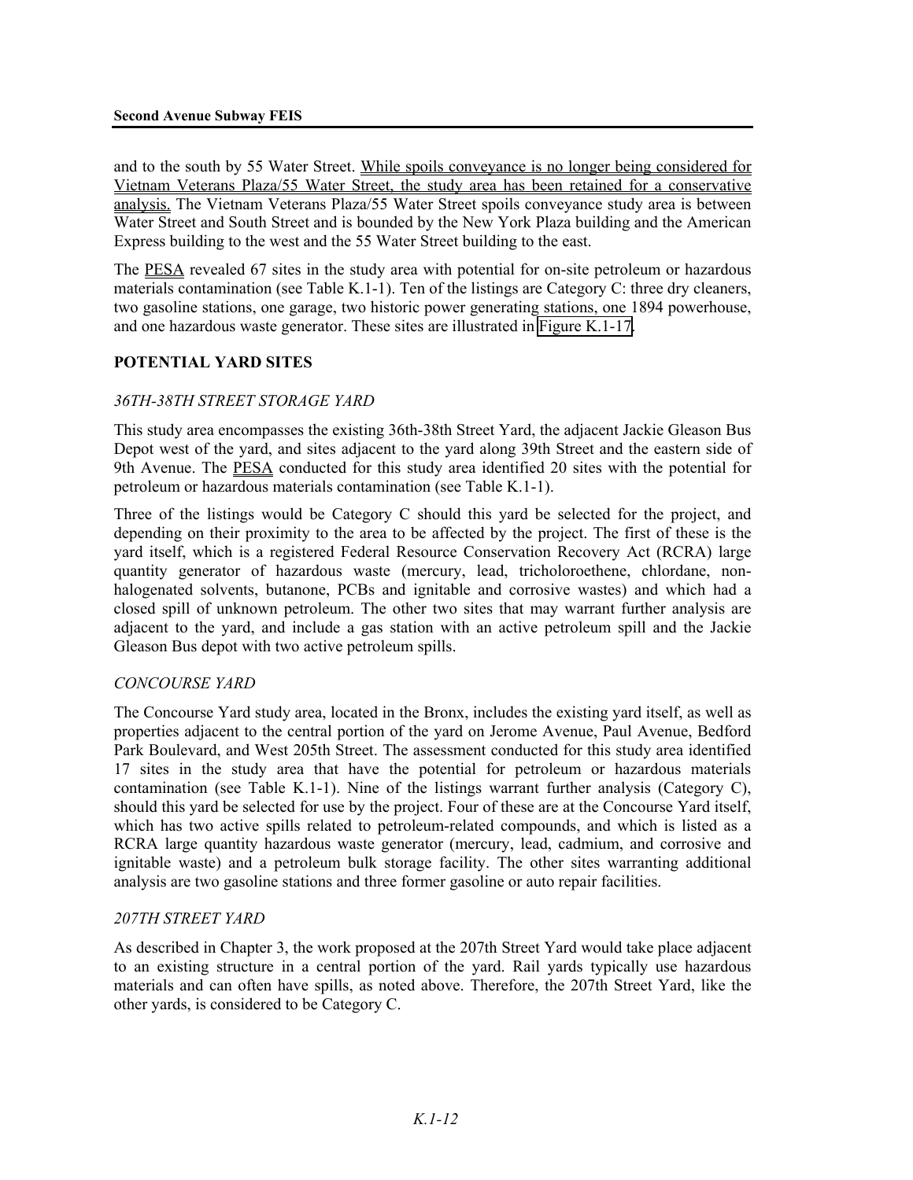and to the south by 55 Water Street. While spoils conveyance is no longer being considered for Vietnam Veterans Plaza/55 Water Street, the study area has been retained for a conservative analysis. The Vietnam Veterans Plaza/55 Water Street spoils conveyance study area is between Water Street and South Street and is bounded by the New York Plaza building and the American Express building to the west and the 55 Water Street building to the east.

The PESA revealed 67 sites in the study area with potential for on-site petroleum or hazardous materials contamination (see Table K.1-1). Ten of the listings are Category C: three dry cleaners, two gasoline stations, one garage, two historic power generating stations, one 1894 powerhouse, and one hazardous waste generator. These sites are illustrated in Figure K.1-17.

## POTENTIAL YARD SITES

### *36TH-38TH STREET STORAGE YARD*

This study area encompasses the existing 36th-38th Street Yard, the adjacent Jackie Gleason Bus Depot west of the yard, and sites adjacent to the yard along 39th Street and the eastern side of 9th Avenue. The PESA conducted for this study area identified 20 sites with the potential for petroleum or hazardous materials contamination (see Table K.1-1).

Three of the listings would be Category C should this yard be selected for the project, and depending on their proximity to the area to be affected by the project. The first of these is the yard itself, which is a registered Federal Resource Conservation Recovery Act (RCRA) large quantity generator of hazardous waste (mercury, lead, tricholoroethene, chlordane, non-halogenated solvents, butanone, PCBs and ignitable and corrosive wastes) and which had a closed spill of unknown petroleum. The other two sites that may warrant further analysis are adjacent to the yard, and include a gas station with an active petroleum spill and the Jackie Gleason Bus depot with two active petroleum spills.

### *CONCOURSE YARD*

The Concourse Yard study area, located in the Bronx, includes the existing yard itself, as well as properties adjacent to the central portion of the yard on Jerome Avenue, Paul Avenue, Bedford Park Boulevard, and West 205th Street. The assessment conducted for this study area identified 17 sites in the study area that have the potential for petroleum or hazardous materials contamination (see Table K.1-1). Nine of the listings warrant further analysis (Category C), should this yard be selected for use by the project. Four of these are at the Concourse Yard itself, which has two active spills related to petroleum-related compounds, and which is listed as a RCRA large quantity hazardous waste generator (mercury, lead, cadmium, and corrosive and ignitable waste) and a petroleum bulk storage facility. The other sites warranting additional analysis are two gasoline stations and three former gasoline or auto repair facilities.

### *207TH STREET YARD*

As described in Chapter 3, the work proposed at the 207th Street Yard would take place adjacent to an existing structure in a central portion of the yard. Rail yards typically use hazardous materials and can often have spills, as noted above. Therefore, the 207th Street Yard, like the other yards, is considered to be Category C.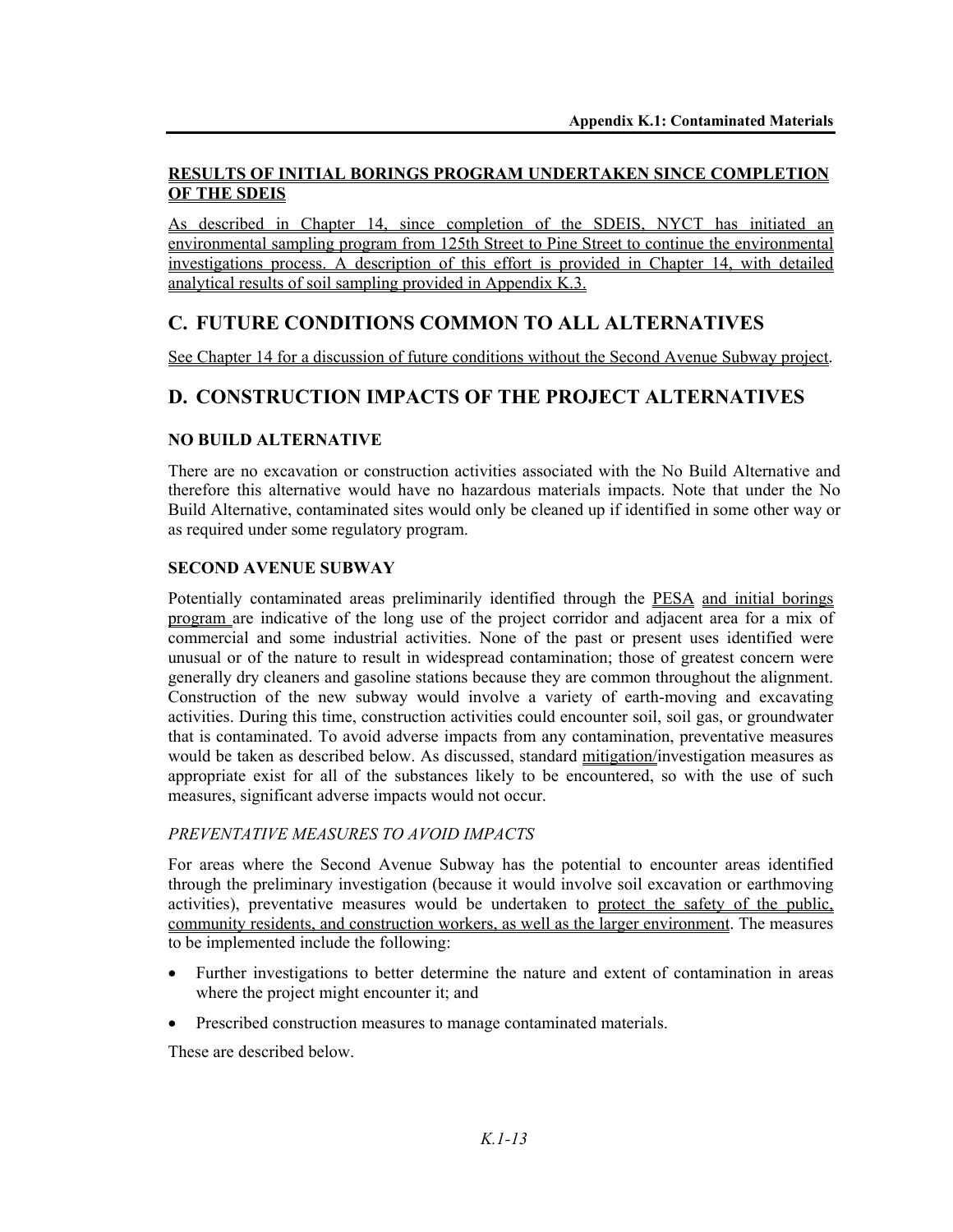### RESULTS OF INITIAL BORINGS PROGRAM UNDERTAKEN SINCE COMPLETION OF THE SDEIS

As described in Chapter 14, since completion of the SDEIS, NYCT has initiated an environmental sampling program from 125th Street to Pine Street to continue the environmental investigations process. A description of this effort is provided in Chapter 14, with detailed analytical results of soil sampling provided in Appendix K.3.

## C. FUTURE CONDITIONS COMMON TO ALL ALTERNATIVES

See Chapter 14 for a discussion of future conditions without the Second Avenue Subway project.

## D. CONSTRUCTION IMPACTS OF THE PROJECT ALTERNATIVES

### NO BUILD ALTERNATIVE

There are no excavation or construction activities associated with the No Build Alternative and therefore this alternative would have no hazardous materials impacts. Note that under the No Build Alternative, contaminated sites would only be cleaned up if identified in some other way or as required under some regulatory program.

### SECOND AVENUE SUBWAY

Potentially contaminated areas preliminarily identified through the PESA and initial borings program are indicative of the long use of the project corridor and adjacent area for a mix of commercial and some industrial activities. None of the past or present uses identified were unusual or of the nature to result in widespread contamination; those of greatest concern were generally dry cleaners and gasoline stations because they are common throughout the alignment. Construction of the new subway would involve a variety of earth-moving and excavating activities. During this time, construction activities could encounter soil, soil gas, or groundwater that is contaminated. To avoid adverse impacts from any contamination, preventative measures would be taken as described below. As discussed, standard mitigation/investigation measures as appropriate exist for all of the substances likely to be encountered, so with the use of such measures, significant adverse impacts would not occur.

*PREVENTATIVE MEASURES TO AVOID IMPACTS*

For areas where the Second Avenue Subway has the potential to encounter areas identified through the preliminary investigation (because it would involve soil excavation or earthmoving activities), preventative measures would be undertaken to protect the safety of the public, community residents, and construction workers, as well as the larger environment. The measures to be implemented include the following:

- Further investigations to better determine the nature and extent of contamination in areas where the project might encounter it; and
- Prescribed construction measures to manage contaminated materials.

These are described below.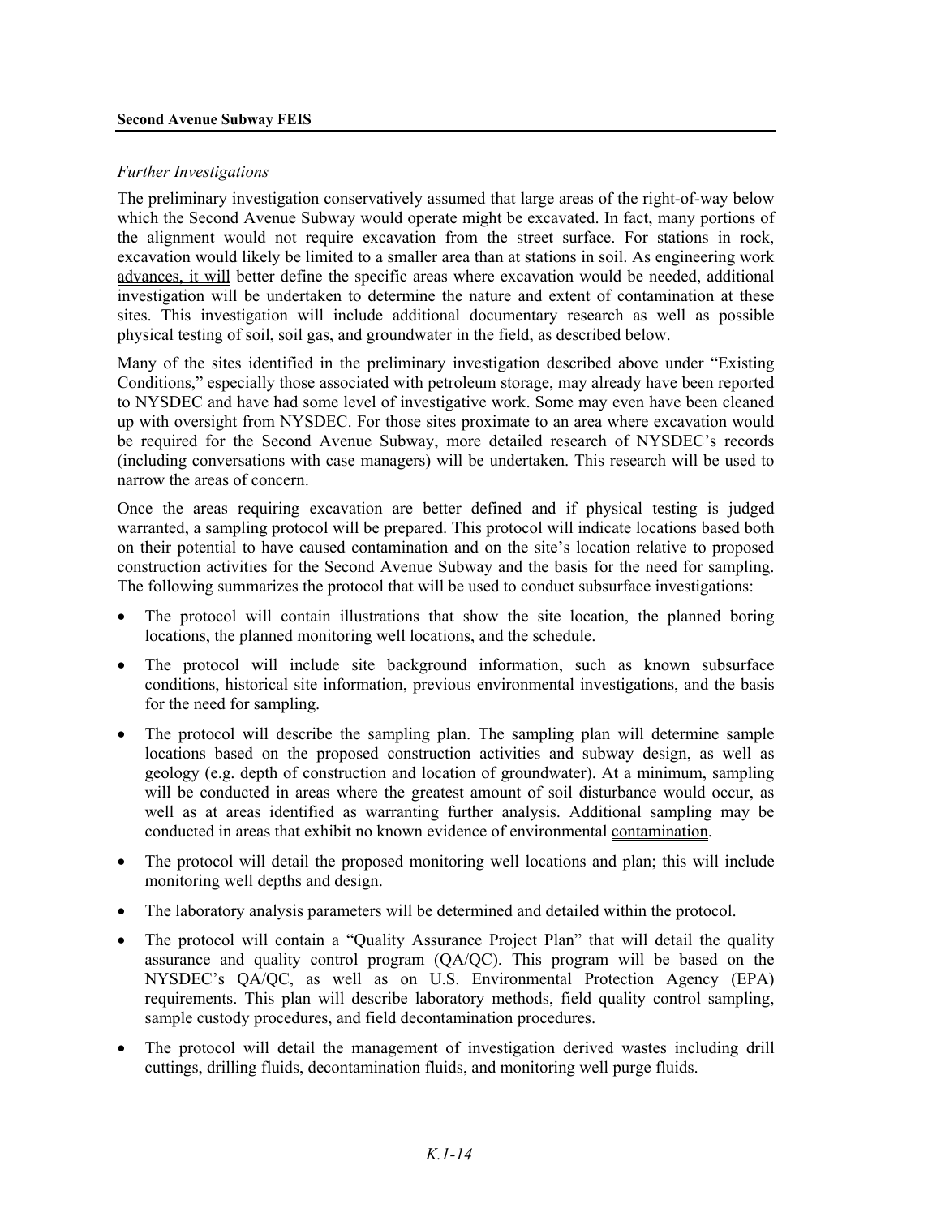*Further Investigations*

The preliminary investigation conservatively assumed that large areas of the right-of-way below which the Second Avenue Subway would operate might be excavated. In fact, many portions of the alignment would not require excavation from the street surface. For stations in rock, excavation would likely be limited to a smaller area than at stations in soil. As engineering work advances, it will better define the specific areas where excavation would be needed, additional investigation will be undertaken to determine the nature and extent of contamination at these sites. This investigation will include additional documentary research as well as possible physical testing of soil, soil gas, and groundwater in the field, as described below.

Many of the sites identified in the preliminary investigation described above under "Existing Conditions," especially those associated with petroleum storage, may already have been reported to NYSDEC and have had some level of investigative work. Some may even have been cleaned up with oversight from NYSDEC. For those sites proximate to an area where excavation would be required for the Second Avenue Subway, more detailed research of NYSDEC's records (including conversations with case managers) will be undertaken. This research will be used to narrow the areas of concern.

Once the areas requiring excavation are better defined and if physical testing is judged warranted, a sampling protocol will be prepared. This protocol will indicate locations based both on their potential to have caused contamination and on the site's location relative to proposed construction activities for the Second Avenue Subway and the basis for the need for sampling. The following summarizes the protocol that will be used to conduct subsurface investigations:

- The protocol will contain illustrations that show the site location, the planned boring locations, the planned monitoring well locations, and the schedule.
- The protocol will include site background information, such as known subsurface conditions, historical site information, previous environmental investigations, and the basis for the need for sampling.
- The protocol will describe the sampling plan. The sampling plan will determine sample locations based on the proposed construction activities and subway design, as well as geology (e.g. depth of construction and location of groundwater). At a minimum, sampling will be conducted in areas where the greatest amount of soil disturbance would occur, as well as at areas identified as warranting further analysis. Additional sampling may be conducted in areas that exhibit no known evidence of environmental contamination.
- The protocol will detail the proposed monitoring well locations and plan; this will include monitoring well depths and design.
- The laboratory analysis parameters will be determined and detailed within the protocol.
- The protocol will contain a "Quality Assurance Project Plan" that will detail the quality assurance and quality control program (QA/QC). This program will be based on the NYSDEC's QA/QC, as well as on U.S. Environmental Protection Agency (EPA) requirements. This plan will describe laboratory methods, field quality control sampling, sample custody procedures, and field decontamination procedures.
- The protocol will detail the management of investigation derived wastes including drill cuttings, drilling fluids, decontamination fluids, and monitoring well purge fluids.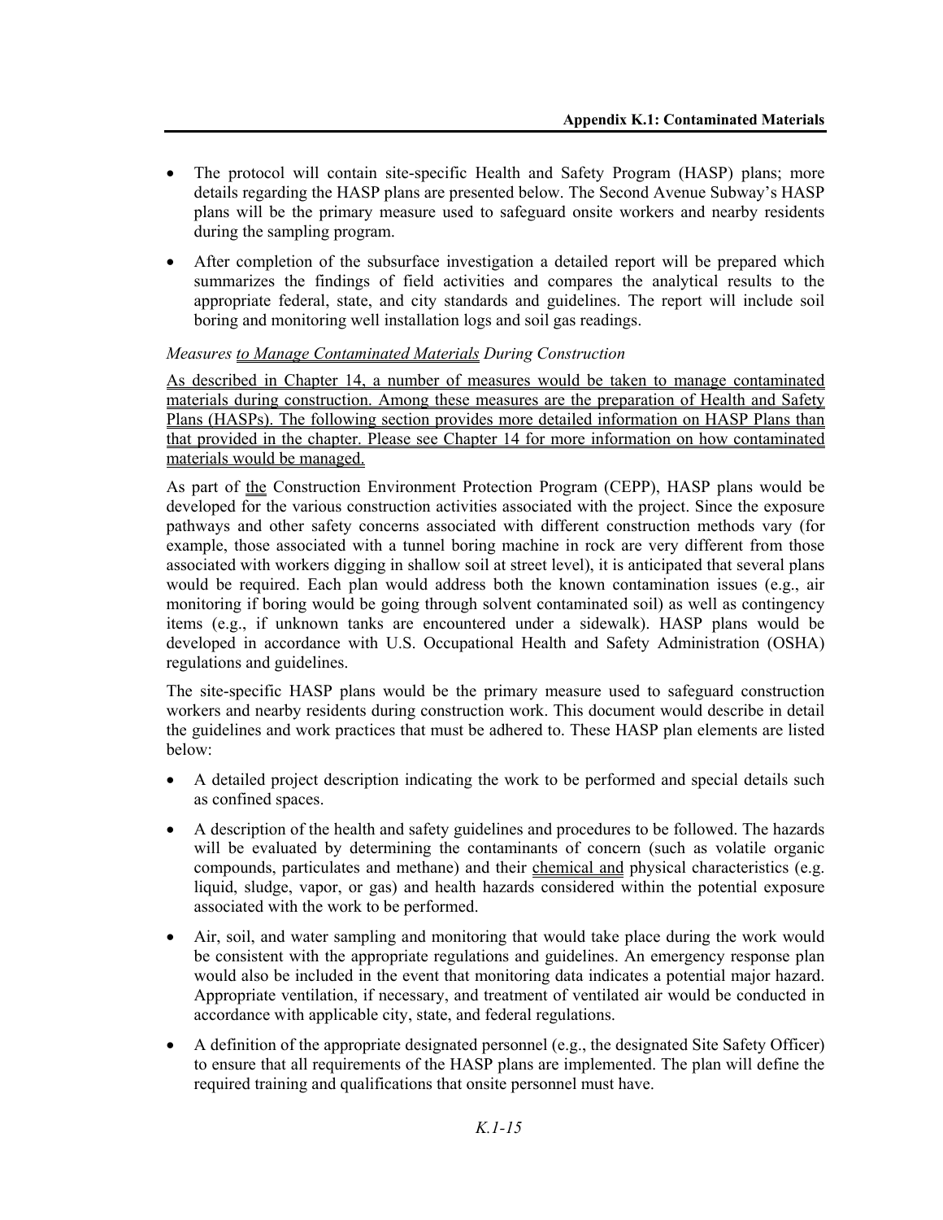- The protocol will contain site-specific Health and Safety Program (HASP) plans; more details regarding the HASP plans are presented below. The Second Avenue Subway's HASP plans will be the primary measure used to safeguard onsite workers and nearby residents during the sampling program.
- After completion of the subsurface investigation a detailed report will be prepared which summarizes the findings of field activities and compares the analytical results to the appropriate federal, state, and city standards and guidelines. The report will include soil boring and monitoring well installation logs and soil gas readings.

*Measures to Manage Contaminated Materials During Construction*

As described in Chapter 14, a number of measures would be taken to manage contaminated materials during construction. Among these measures are the preparation of Health and Safety Plans (HASPs). The following section provides more detailed information on HASP Plans than that provided in the chapter. Please see Chapter 14 for more information on how contaminated materials would be managed.

As part of the Construction Environment Protection Program (CEPP), HASP plans would be developed for the various construction activities associated with the project. Since the exposure pathways and other safety concerns associated with different construction methods vary (for example, those associated with a tunnel boring machine in rock are very different from those associated with workers digging in shallow soil at street level), it is anticipated that several plans would be required. Each plan would address both the known contamination issues (e.g., air monitoring if boring would be going through solvent contaminated soil) as well as contingency items (e.g., if unknown tanks are encountered under a sidewalk). HASP plans would be developed in accordance with U.S. Occupational Health and Safety Administration (OSHA) regulations and guidelines.

The site-specific HASP plans would be the primary measure used to safeguard construction workers and nearby residents during construction work. This document would describe in detail the guidelines and work practices that must be adhered to. These HASP plan elements are listed below:

- A detailed project description indicating the work to be performed and special details such as confined spaces.
- A description of the health and safety guidelines and procedures to be followed. The hazards will be evaluated by determining the contaminants of concern (such as volatile organic compounds, particulates and methane) and their chemical and physical characteristics (e.g. liquid, sludge, vapor, or gas) and health hazards considered within the potential exposure associated with the work to be performed.
- Air, soil, and water sampling and monitoring that would take place during the work would be consistent with the appropriate regulations and guidelines. An emergency response plan would also be included in the event that monitoring data indicates a potential major hazard. Appropriate ventilation, if necessary, and treatment of ventilated air would be conducted in accordance with applicable city, state, and federal regulations.
- A definition of the appropriate designated personnel (e.g., the designated Site Safety Officer) to ensure that all requirements of the HASP plans are implemented. The plan will define the required training and qualifications that onsite personnel must have.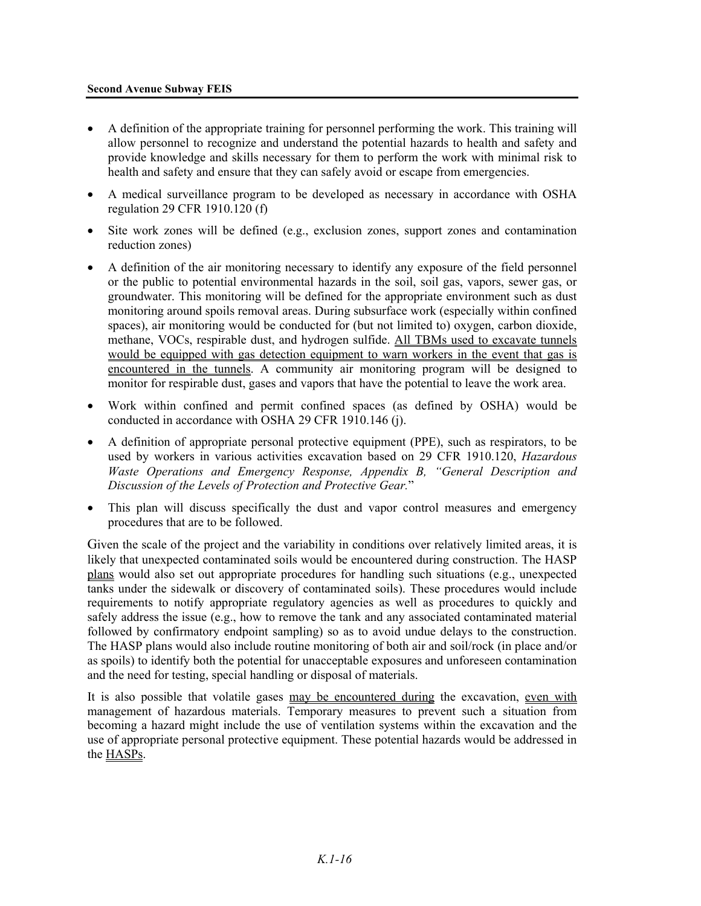- A definition of the appropriate training for personnel performing the work. This training will allow personnel to recognize and understand the potential hazards to health and safety and provide knowledge and skills necessary for them to perform the work with minimal risk to health and safety and ensure that they can safely avoid or escape from emergencies.
- A medical surveillance program to be developed as necessary in accordance with OSHA regulation 29 CFR 1910.120 (f)
- Site work zones will be defined (e.g., exclusion zones, support zones and contamination reduction zones)
- A definition of the air monitoring necessary to identify any exposure of the field personnel or the public to potential environmental hazards in the soil, soil gas, vapors, sewer gas, or groundwater. This monitoring will be defined for the appropriate environment such as dust monitoring around spoils removal areas. During subsurface work (especially within confined spaces), air monitoring would be conducted for (but not limited to) oxygen, carbon dioxide, methane, VOCs, respirable dust, and hydrogen sulfide. All TBMs used to excavate tunnels would be equipped with gas detection equipment to warn workers in the event that gas is encountered in the tunnels. A community air monitoring program will be designed to monitor for respirable dust, gases and vapors that have the potential to leave the work area.
- Work within confined and permit confined spaces (as defined by OSHA) would be conducted in accordance with OSHA 29 CFR 1910.146 (j).
- A definition of appropriate personal protective equipment (PPE), such as respirators, to be used by workers in various activities excavation based on 29 CFR 1910.120, *Hazardous Waste Operations and Emergency Response, Appendix B, "General Description and Discussion of the Levels of Protection and Protective Gear.*"
- This plan will discuss specifically the dust and vapor control measures and emergency procedures that are to be followed.

Given the scale of the project and the variability in conditions over relatively limited areas, it is likely that unexpected contaminated soils would be encountered during construction. The HASP plans would also set out appropriate procedures for handling such situations (e.g., unexpected tanks under the sidewalk or discovery of contaminated soils). These procedures would include requirements to notify appropriate regulatory agencies as well as procedures to quickly and safely address the issue (e.g., how to remove the tank and any associated contaminated material followed by confirmatory endpoint sampling) so as to avoid undue delays to the construction. The HASP plans would also include routine monitoring of both air and soil/rock (in place and/or as spoils) to identify both the potential for unacceptable exposures and unforeseen contamination and the need for testing, special handling or disposal of materials.

It is also possible that volatile gases may be encountered during the excavation, even with management of hazardous materials. Temporary measures to prevent such a situation from becoming a hazard might include the use of ventilation systems within the excavation and the use of appropriate personal protective equipment. These potential hazards would be addressed in the HASPs.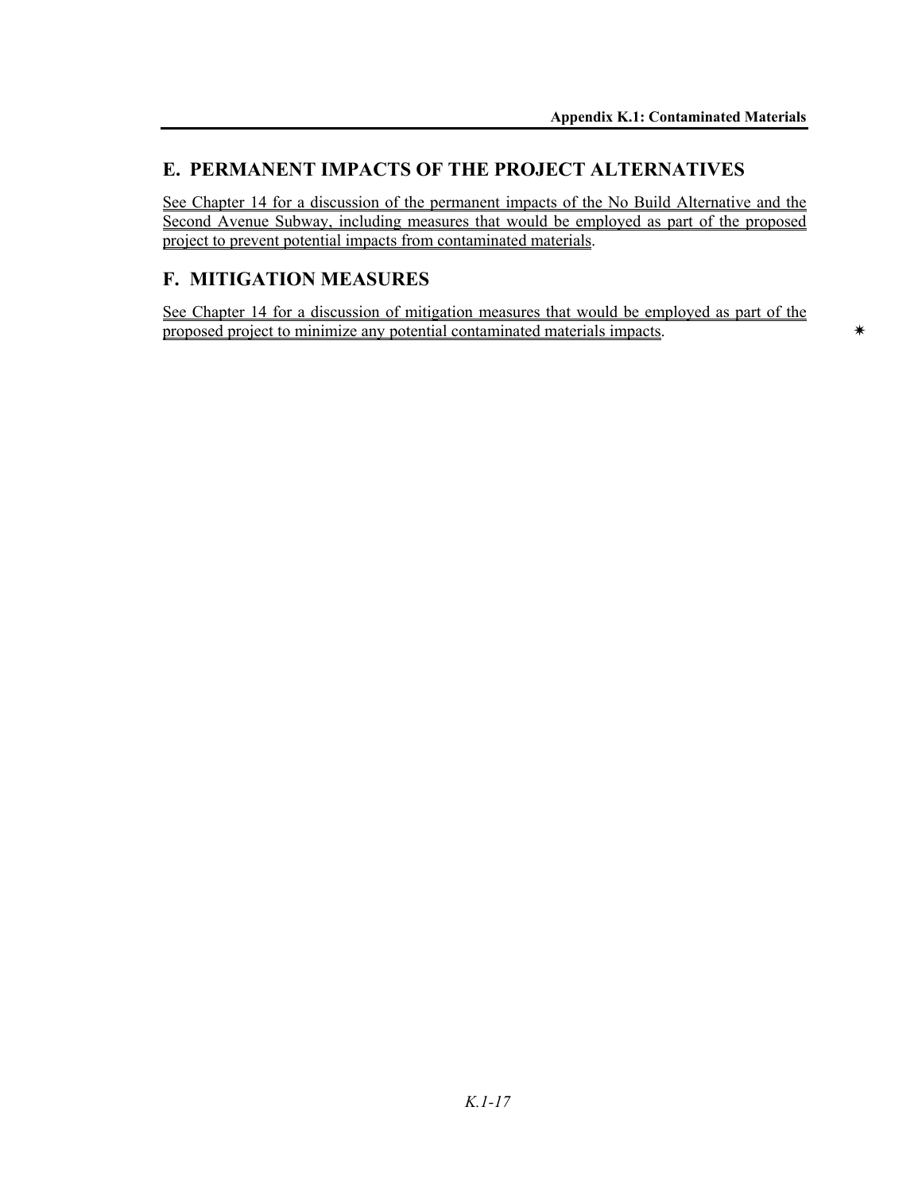## E. PERMANENT IMPACTS OF THE PROJECT ALTERNATIVES

See Chapter 14 for a discussion of the permanent impacts of the No Build Alternative and the Second Avenue Subway, including measures that would be employed as part of the proposed project to prevent potential impacts from contaminated materials.

## F. MITIGATION MEASURES

See Chapter 14 for a discussion of mitigation measures that would be employed as part of the proposed project to minimize any potential contaminated materials impacts. *